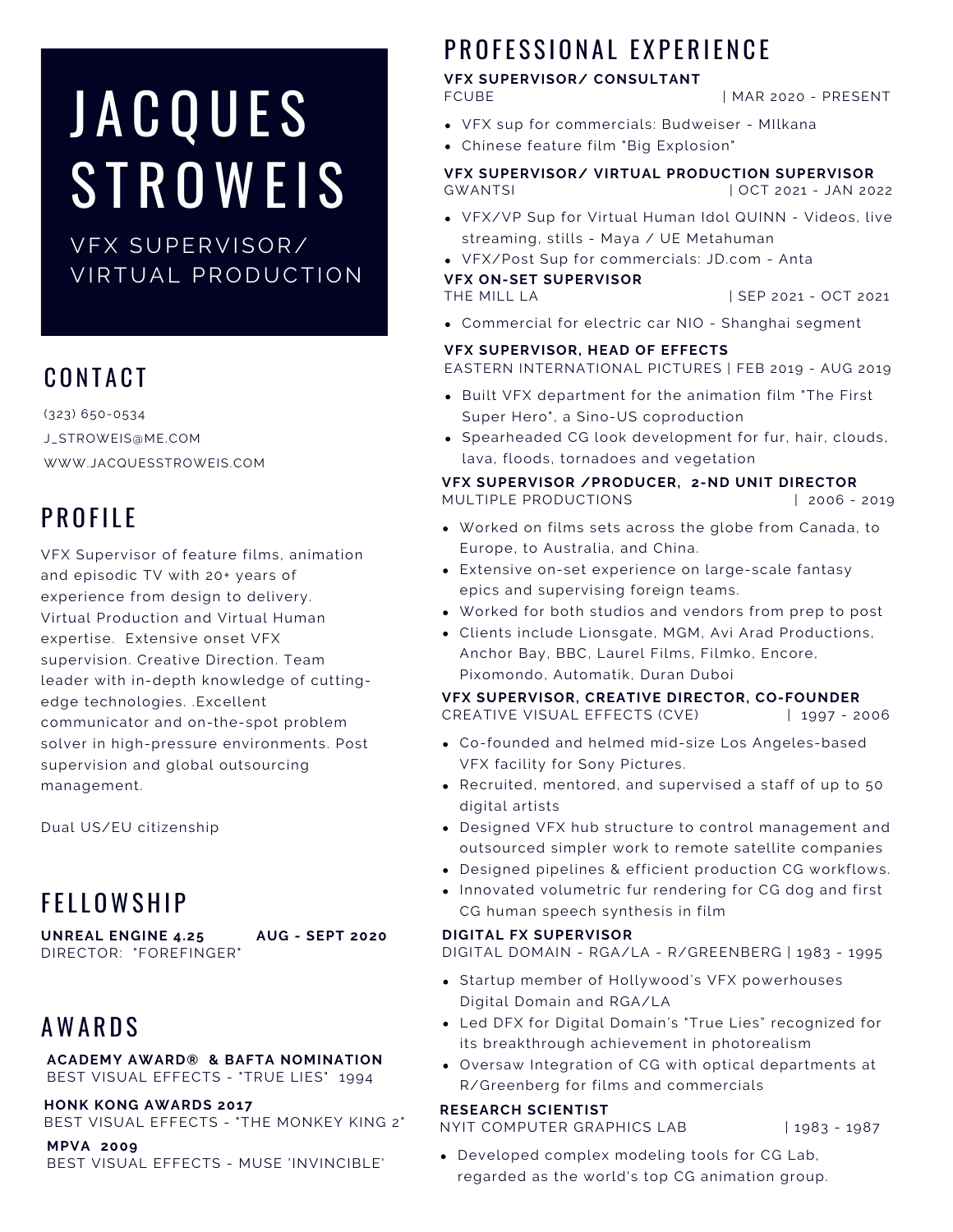# JACQUES STROWEIS

VFX SUPERVISOR/ VIRTUAL PRODUCTION

## CONTACT

(323) 650-0534

J_STROWEIS@ME.COM

WWW.JACQUESSTROWEIS.COM

## PROFILE

VFX Supervisor of feature films, animation and episodic TV with 20+ years of experience from design to delivery. Virtual Production and Virtual Human expertise. Extensive onset VFX supervision. Creative Direction. Team leader with in-depth knowledge of cutting-edge technologies. .Excellent communicator and on-the-spot problem solver in high-pressure environments. Post supervision and global outsourcing management.

Dual US/EU citizenship

## FELLOWSHIP

**UNREAL ENGINE 4.25 AUG - SEPT 2020**
DIRECTOR: "FOREFINGER"

## AWARDS

**ACADEMY AWARD® & BAFTA NOMINATION**
BEST VISUAL EFFECTS - "TRUE LIES" 1994

**HONK KONG AWARDS 2017**
BEST VISUAL EFFECTS - "THE MONKEY KING 2"

**MPVA 2009**
BEST VISUAL EFFECTS - MUSE 'INVINCIBLE'

## PROFESSIONAL EXPERIENCE

**VFX SUPERVISOR/ CONSULTANT**
FCUBE | MAR 2020 - PRESENT

- VFX sup for commercials: Budweiser - MIlkana
- Chinese feature film "Big Explosion"

**VFX SUPERVISOR/ VIRTUAL PRODUCTION SUPERVISOR**
GWANTSI | OCT 2021 - JAN 2022

- VFX/VP Sup for Virtual Human Idol QUINN - Videos, live streaming, stills - Maya / UE Metahuman
- VFX/Post Sup for commercials: JD.com - Anta

**VFX ON-SET SUPERVISOR**
THE MILL LA | SEP 2021 - OCT 2021

- Commercial for electric car NIO - Shanghai segment

**VFX SUPERVISOR, HEAD OF EFFECTS**
EASTERN INTERNATIONAL PICTURES | FEB 2019 - AUG 2019

- Built VFX department for the animation film "The First Super Hero", a Sino-US coproduction
- Spearheaded CG look development for fur, hair, clouds, lava, floods, tornadoes and vegetation

**VFX SUPERVISOR /PRODUCER, 2-ND UNIT DIRECTOR**
MULTIPLE PRODUCTIONS | 2006 - 2019

- Worked on films sets across the globe from Canada, to Europe, to Australia, and China.
- Extensive on-set experience on large-scale fantasy epics and supervising foreign teams.
- Worked for both studios and vendors from prep to post
- Clients include Lionsgate, MGM, Avi Arad Productions, Anchor Bay, BBC, Laurel Films, Filmko, Encore, Pixomondo, Automatik, Duran Duboi

**VFX SUPERVISOR, CREATIVE DIRECTOR, CO-FOUNDER**
CREATIVE VISUAL EFFECTS (CVE) | 1997 - 2006

- Co-founded and helmed mid-size Los Angeles-based VFX facility for Sony Pictures.
- Recruited, mentored, and supervised a staff of up to 50 digital artists
- Designed VFX hub structure to control management and outsourced simpler work to remote satellite companies
- Designed pipelines & efficient production CG workflows.
- Innovated volumetric fur rendering for CG dog and first CG human speech synthesis in film

**DIGITAL FX SUPERVISOR**
DIGITAL DOMAIN - RGA/LA - R/GREENBERG | 1983 - 1995

- Startup member of Hollywood's VFX powerhouses Digital Domain and RGA/LA
- Led DFX for Digital Domain's "True Lies" recognized for its breakthrough achievement in photorealism
- Oversaw Integration of CG with optical departments at R/Greenberg for films and commercials

**RESEARCH SCIENTIST**
NYIT COMPUTER GRAPHICS LAB | 1983 - 1987

- Developed complex modeling tools for CG Lab, regarded as the world's top CG animation group.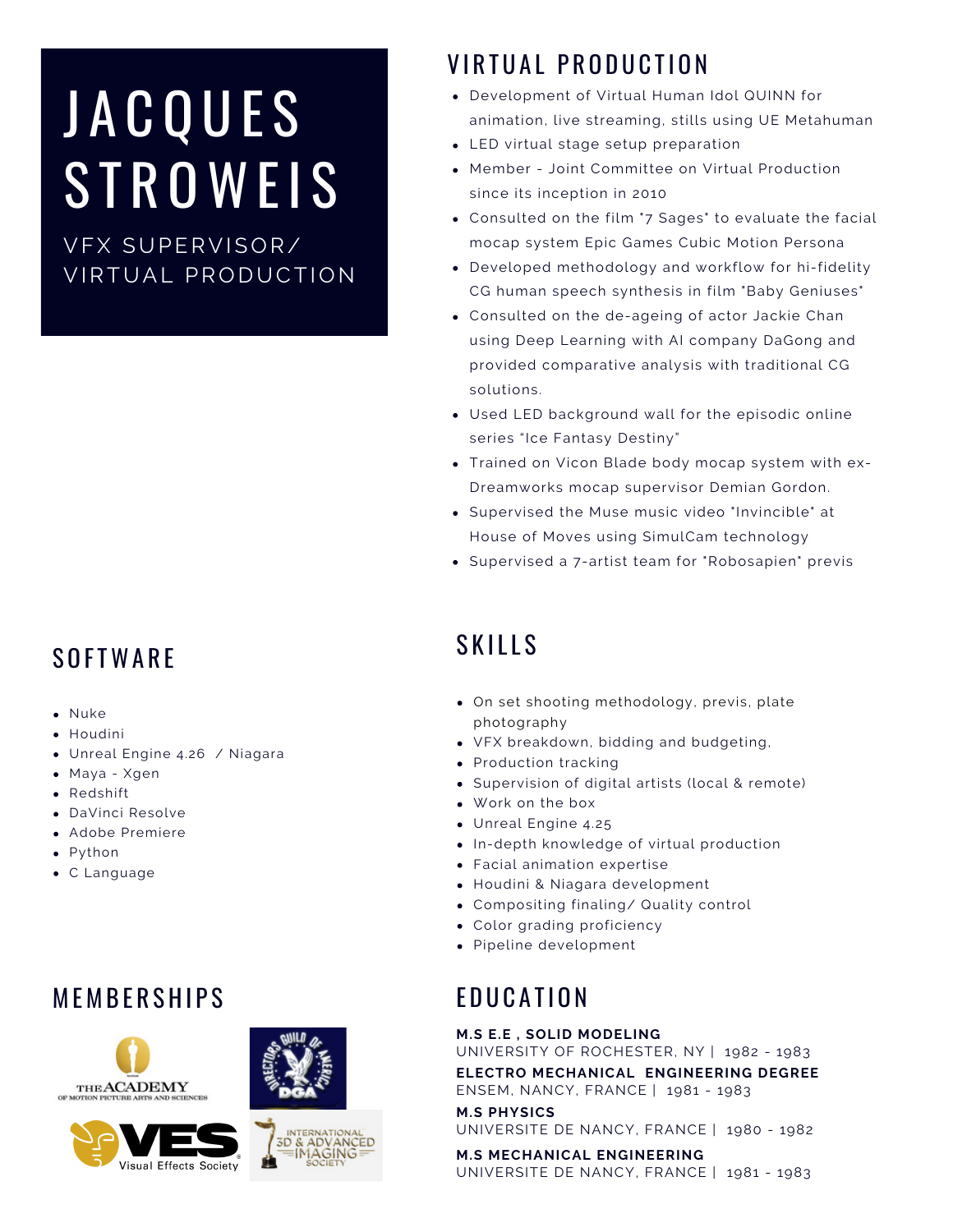# JACQUES STROWEIS

VFX SUPERVISOR/ VIRTUAL PRODUCTION

## VIRTUAL PRODUCTION

- Development of Virtual Human Idol QUINN for animation, live streaming, stills using UE Metahuman
- LED virtual stage setup preparation
- Member - Joint Committee on Virtual Production since its inception in 2010
- Consulted on the film "7 Sages" to evaluate the facial mocap system Epic Games Cubic Motion Persona
- Developed methodology and workflow for hi-fidelity CG human speech synthesis in film "Baby Geniuses"
- Consulted on the de-ageing of actor Jackie Chan using Deep Learning with AI company DaGong and provided comparative analysis with traditional CG solutions.
- Used LED background wall for the episodic online series "Ice Fantasy Destiny"
- Trained on Vicon Blade body mocap system with ex-Dreamworks mocap supervisor Demian Gordon.
- Supervised the Muse music video "Invincible" at House of Moves using SimulCam technology
- Supervised a 7-artist team for "Robosapien" previs

## SOFTWARE

- Nuke
- Houdini
- Unreal Engine 4.26 / Niagara
- Maya - Xgen
- Redshift
- DaVinci Resolve
- Adobe Premiere
- Python
- C Language

## SKILLS

- On set shooting methodology, previs, plate photography
- VFX breakdown, bidding and budgeting,
- Production tracking
- Supervision of digital artists (local & remote)
- Work on the box
- Unreal Engine 4.25
- In-depth knowledge of virtual production
- Facial animation expertise
- Houdini & Niagara development
- Compositing finaling/ Quality control
- Color grading proficiency
- Pipeline development

## MEMBERSHIPS

- The Academy of Motion Picture Arts and Sciences
- Directors Guild of America (DGA)
- VES Visual Effects Society
- International 3D & Advanced Imaging Society

## EDUCATION

**M.S E.E , SOLID MODELING**
UNIVERSITY OF ROCHESTER, NY | 1982 - 1983

**ELECTRO MECHANICAL ENGINEERING DEGREE**
ENSEM, NANCY, FRANCE | 1981 - 1983

**M.S PHYSICS**
UNIVERSITE DE NANCY, FRANCE | 1980 - 1982

**M.S MECHANICAL ENGINEERING**
UNIVERSITE DE NANCY, FRANCE | 1981 - 1983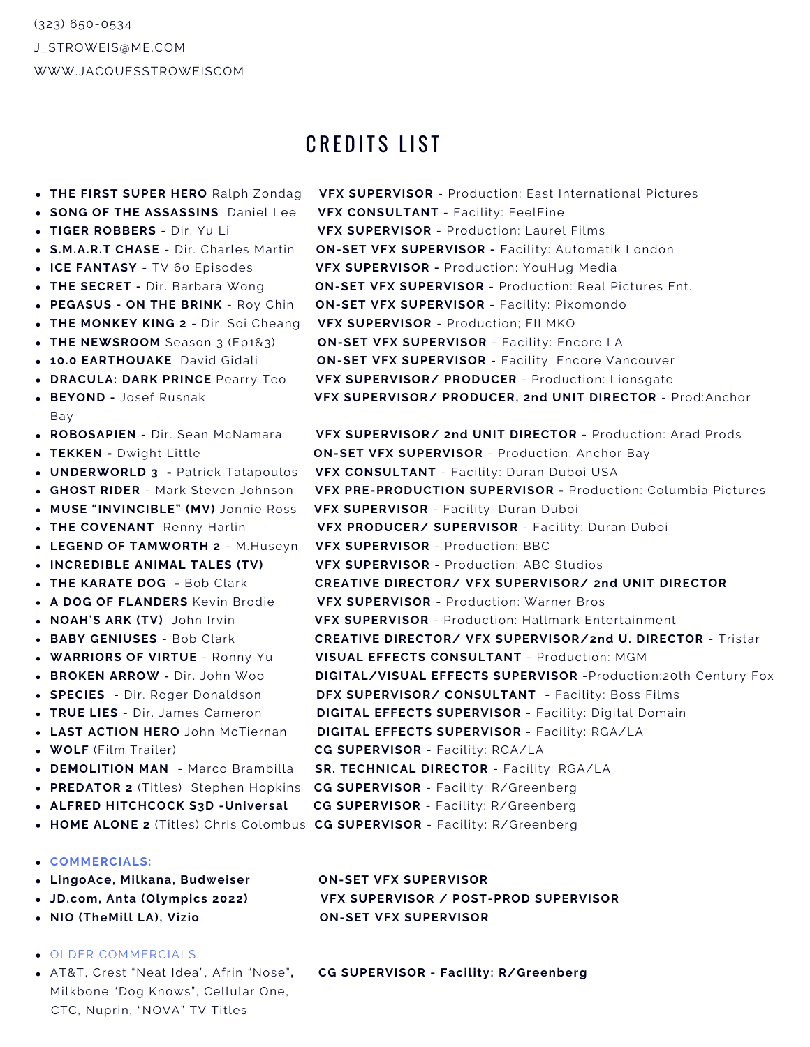(323) 650-0534

J_STROWEIS@ME.COM

WWW.JACQUESSTROWEISCOM

# CREDITS LIST

- **THE FIRST SUPER HERO** Ralph Zondag **VFX SUPERVISOR** - Production: East International Pictures
- **SONG OF THE ASSASSINS** Daniel Lee **VFX CONSULTANT** - Facility: FeelFine
- **TIGER ROBBERS** - Dir. Yu Li **VFX SUPERVISOR** - Production: Laurel Films
- **S.M.A.R.T CHASE** - Dir. Charles Martin **ON-SET VFX SUPERVISOR -** Facility: Automatik London
- **ICE FANTASY** - TV 60 Episodes **VFX SUPERVISOR -** Production: YouHug Media
- **THE SECRET -** Dir. Barbara Wong **ON-SET VFX SUPERVISOR** - Production: Real Pictures Ent.
- **PEGASUS - ON THE BRINK** - Roy Chin **ON-SET VFX SUPERVISOR** - Facility: Pixomondo
- **THE MONKEY KING 2** - Dir. Soi Cheang **VFX SUPERVISOR** - Production; FILMKO
- **THE NEWSROOM** Season 3 (Ep1&3) **ON-SET VFX SUPERVISOR** - Facility: Encore LA
- **10.0 EARTHQUAKE** David Gidali **ON-SET VFX SUPERVISOR** - Facility: Encore Vancouver
- **DRACULA: DARK PRINCE** Pearry Teo **VFX SUPERVISOR/ PRODUCER** - Production: Lionsgate
- **BEYOND -** Josef Rusnak **VFX SUPERVISOR/ PRODUCER, 2nd UNIT DIRECTOR** - Prod:Anchor Bay
- **ROBOSAPIEN** - Dir. Sean McNamara **VFX SUPERVISOR/ 2nd UNIT DIRECTOR** - Production: Arad Prods
- **TEKKEN -** Dwight Little **ON-SET VFX SUPERVISOR** - Production: Anchor Bay
- **UNDERWORLD 3 -** Patrick Tatapoulos **VFX CONSULTANT** - Facility: Duran Duboi USA
- **GHOST RIDER** - Mark Steven Johnson **VFX PRE-PRODUCTION SUPERVISOR -** Production: Columbia Pictures
- **MUSE "INVINCIBLE" (MV)** Jonnie Ross **VFX SUPERVISOR** - Facility: Duran Duboi
- **THE COVENANT** Renny Harlin **VFX PRODUCER/ SUPERVISOR** - Facility: Duran Duboi
- **LEGEND OF TAMWORTH 2** - M.Huseyn **VFX SUPERVISOR** - Production: BBC
- **INCREDIBLE ANIMAL TALES (TV)** **VFX SUPERVISOR** - Production: ABC Studios
- **THE KARATE DOG -** Bob Clark **CREATIVE DIRECTOR/ VFX SUPERVISOR/ 2nd UNIT DIRECTOR**
- **A DOG OF FLANDERS** Kevin Brodie **VFX SUPERVISOR** - Production: Warner Bros
- **NOAH'S ARK (TV)** John Irvin **VFX SUPERVISOR** - Production: Hallmark Entertainment
- **BABY GENIUSES** - Bob Clark **CREATIVE DIRECTOR/ VFX SUPERVISOR/2nd U. DIRECTOR** - Tristar
- **WARRIORS OF VIRTUE** - Ronny Yu **VISUAL EFFECTS CONSULTANT** - Production: MGM
- **BROKEN ARROW -** Dir. John Woo **DIGITAL/VISUAL EFFECTS SUPERVISOR** -Production:20th Century Fox
- **SPECIES** - Dir. Roger Donaldson **DFX SUPERVISOR/ CONSULTANT** - Facility: Boss Films
- **TRUE LIES** - Dir. James Cameron **DIGITAL EFFECTS SUPERVISOR** - Facility: Digital Domain
- **LAST ACTION HERO** John McTiernan **DIGITAL EFFECTS SUPERVISOR** - Facility: RGA/LA
- **WOLF** (Film Trailer) **CG SUPERVISOR** - Facility: RGA/LA
- **DEMOLITION MAN** - Marco Brambilla **SR. TECHNICAL DIRECTOR** - Facility: RGA/LA
- **PREDATOR 2** (Titles) Stephen Hopkins **CG SUPERVISOR** - Facility: R/Greenberg
- **ALFRED HITCHCOCK S3D -Universal** **CG SUPERVISOR** - Facility: R/Greenberg
- **HOME ALONE 2** (Titles) Chris Colombus **CG SUPERVISOR** - Facility: R/Greenberg

- **COMMERCIALS:**
- **LingoAce, Milkana, Budweiser** **ON-SET VFX SUPERVISOR**
- **JD.com, Anta (Olympics 2022)** **VFX SUPERVISOR / POST-PROD SUPERVISOR**
- **NIO (TheMill LA), Vizio** **ON-SET VFX SUPERVISOR**

- OLDER COMMERCIALS:
- AT&T, Crest "Neat Idea", Afrin "Nose", Milkbone "Dog Knows", Cellular One, CTC, Nuprin, "NOVA" TV Titles **CG SUPERVISOR - Facility: R/Greenberg**